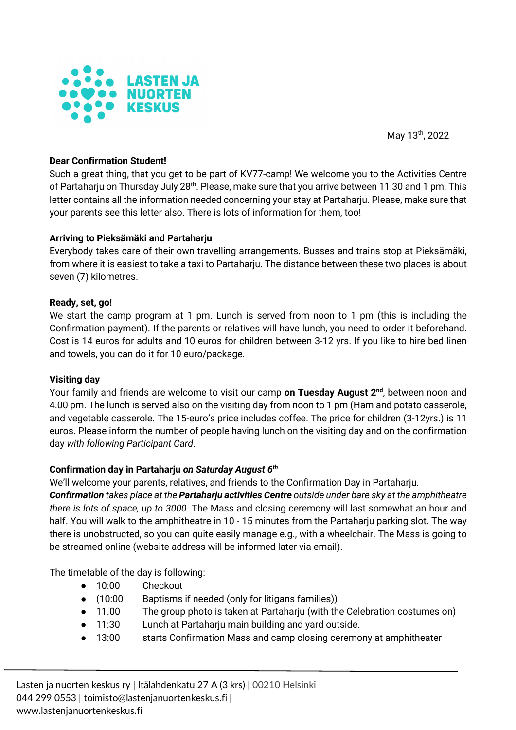LASTEN JA NUORTEN KESKUS

May 13th, 2022

**Dear Confirmation Student!**
Such a great thing, that you get to be part of KV77-camp! We welcome you to the Activities Centre of Partaharju on Thursday July 28th. Please, make sure that you arrive between 11:30 and 1 pm. This letter contains all the information needed concerning your stay at Partaharju. Please, make sure that your parents see this letter also. There is lots of information for them, too!

**Arriving to Pieksämäki and Partaharju**
Everybody takes care of their own travelling arrangements. Busses and trains stop at Pieksämäki, from where it is easiest to take a taxi to Partaharju. The distance between these two places is about seven (7) kilometres.

**Ready, set, go!**
We start the camp program at 1 pm. Lunch is served from noon to 1 pm (this is including the Confirmation payment). If the parents or relatives will have lunch, you need to order it beforehand. Cost is 14 euros for adults and 10 euros for children between 3-12 yrs. If you like to hire bed linen and towels, you can do it for 10 euro/package.

**Visiting day**
Your family and friends are welcome to visit our camp **on Tuesday August 2nd**, between noon and 4.00 pm. The lunch is served also on the visiting day from noon to 1 pm (Ham and potato casserole, and vegetable casserole. The 15-euro's price includes coffee. The price for children (3-12yrs.) is 11 euros. Please inform the number of people having lunch on the visiting day and on the confirmation day *with following Participant Card*.

**Confirmation day in Partaharju *on Saturday August 6th***
We'll welcome your parents, relatives, and friends to the Confirmation Day in Partaharju.
***Confirmation** takes place at the **Partaharju activities Centre** outside under bare sky at the amphitheatre there is lots of space, up to 3000.* The Mass and closing ceremony will last somewhat an hour and half. You will walk to the amphitheatre in 10 - 15 minutes from the Partaharju parking slot. The way there is unobstructed, so you can quite easily manage e.g., with a wheelchair. The Mass is going to be streamed online (website address will be informed later via email).

The timetable of the day is following:

- 10:00 Checkout
- (10:00 Baptisms if needed (only for litigans families))
- 11.00 The group photo is taken at Partaharju (with the Celebration costumes on)
- 11:30 Lunch at Partaharju main building and yard outside.
- 13:00 starts Confirmation Mass and camp closing ceremony at amphitheater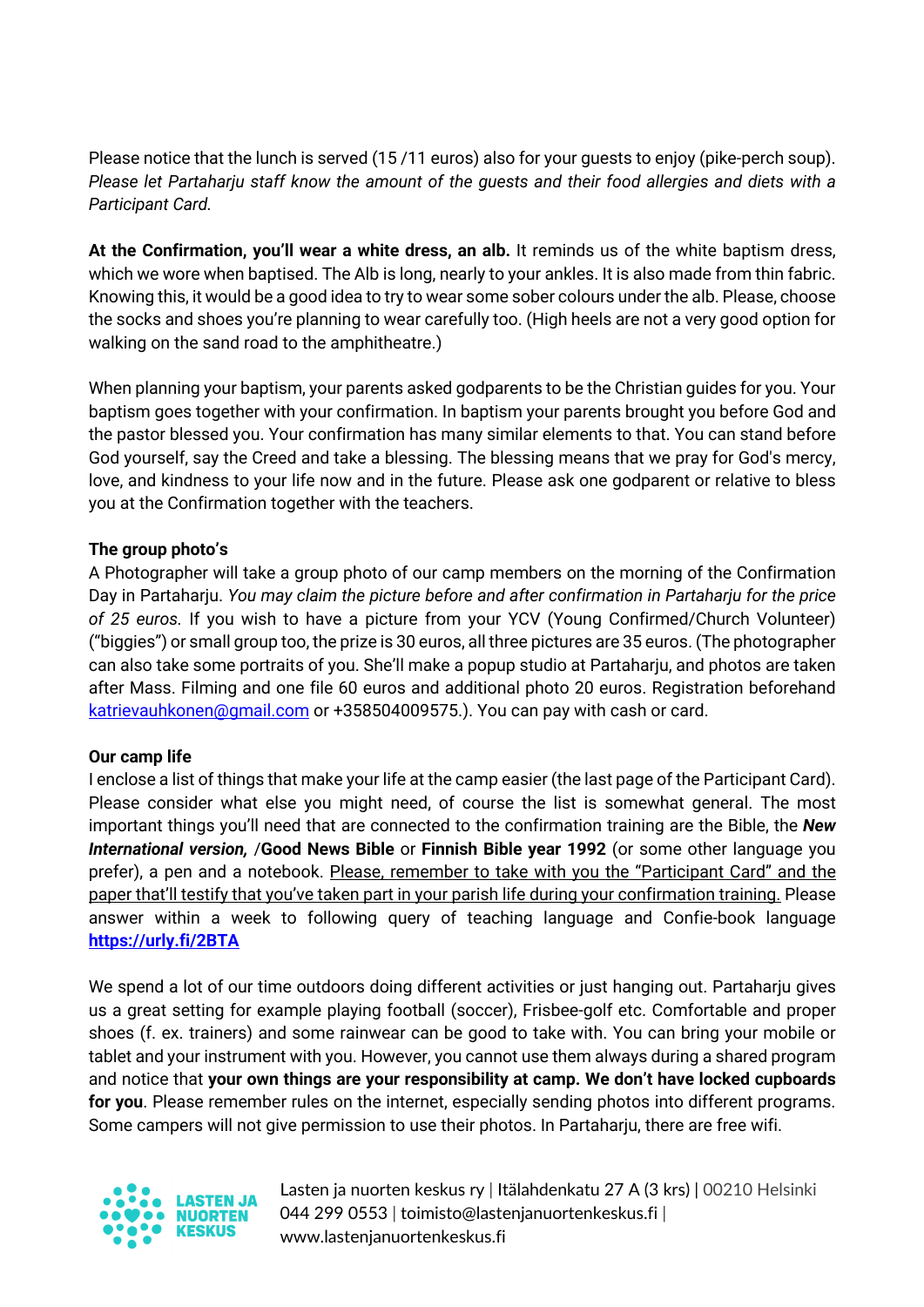Please notice that the lunch is served (15 /11 euros) also for your guests to enjoy (pike-perch soup). *Please let Partaharju staff know the amount of the guests and their food allergies and diets with a Participant Card.*

**At the Confirmation, you'll wear a white dress, an alb.** It reminds us of the white baptism dress, which we wore when baptised. The Alb is long, nearly to your ankles. It is also made from thin fabric. Knowing this, it would be a good idea to try to wear some sober colours under the alb. Please, choose the socks and shoes you're planning to wear carefully too. (High heels are not a very good option for walking on the sand road to the amphitheatre.)

When planning your baptism, your parents asked godparents to be the Christian guides for you. Your baptism goes together with your confirmation. In baptism your parents brought you before God and the pastor blessed you. Your confirmation has many similar elements to that. You can stand before God yourself, say the Creed and take a blessing. The blessing means that we pray for God's mercy, love, and kindness to your life now and in the future. Please ask one godparent or relative to bless you at the Confirmation together with the teachers.

**The group photo's**

A Photographer will take a group photo of our camp members on the morning of the Confirmation Day in Partaharju. *You may claim the picture before and after confirmation in Partaharju for the price of 25 euros.* If you wish to have a picture from your YCV (Young Confirmed/Church Volunteer) ("biggies") or small group too, the prize is 30 euros, all three pictures are 35 euros. (The photographer can also take some portraits of you. She'll make a popup studio at Partaharju, and photos are taken after Mass. Filming and one file 60 euros and additional photo 20 euros. Registration beforehand katrievauhkonen@gmail.com or +358504009575.). You can pay with cash or card.

**Our camp life**

I enclose a list of things that make your life at the camp easier (the last page of the Participant Card). Please consider what else you might need, of course the list is somewhat general. The most important things you'll need that are connected to the confirmation training are the Bible, the ***New International version,*** /**Good News Bible** or **Finnish Bible year 1992** (or some other language you prefer), a pen and a notebook. Please, remember to take with you the "Participant Card" and the paper that'll testify that you've taken part in your parish life during your confirmation training. Please answer within a week to following query of teaching language and Confie-book language **https://urly.fi/2BTA**

We spend a lot of our time outdoors doing different activities or just hanging out. Partaharju gives us a great setting for example playing football (soccer), Frisbee-golf etc. Comfortable and proper shoes (f. ex. trainers) and some rainwear can be good to take with. You can bring your mobile or tablet and your instrument with you. However, you cannot use them always during a shared program and notice that **your own things are your responsibility at camp. We don't have locked cupboards for you**. Please remember rules on the internet, especially sending photos into different programs. Some campers will not give permission to use their photos. In Partaharju, there are free wifi.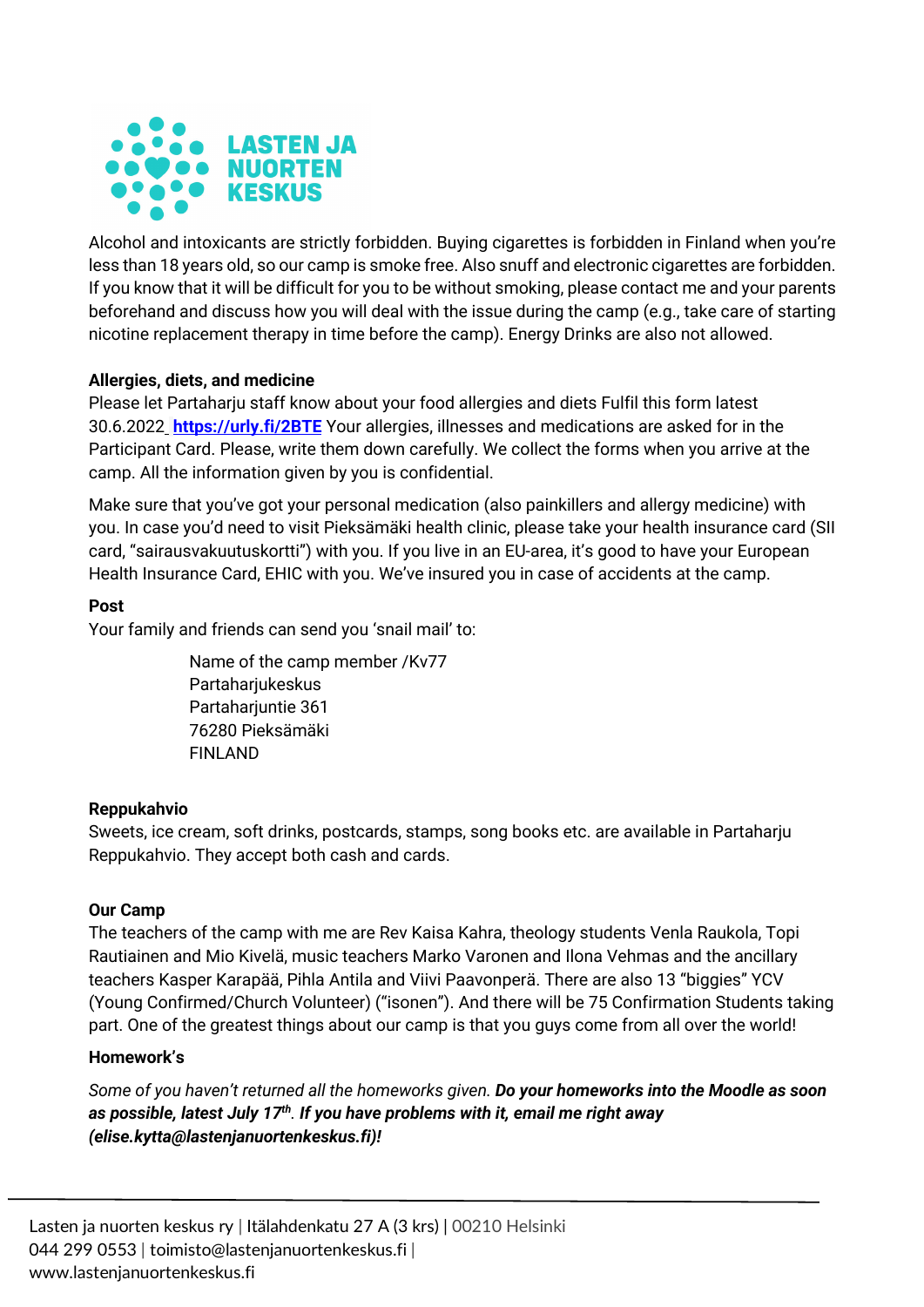Alcohol and intoxicants are strictly forbidden. Buying cigarettes is forbidden in Finland when you're less than 18 years old, so our camp is smoke free. Also snuff and electronic cigarettes are forbidden. If you know that it will be difficult for you to be without smoking, please contact me and your parents beforehand and discuss how you will deal with the issue during the camp (e.g., take care of starting nicotine replacement therapy in time before the camp). Energy Drinks are also not allowed.

**Allergies, diets, and medicine**

Please let Partaharju staff know about your food allergies and diets Fulfil this form latest 30.6.2022 **https://urly.fi/2BTE** Your allergies, illnesses and medications are asked for in the Participant Card. Please, write them down carefully. We collect the forms when you arrive at the camp. All the information given by you is confidential.

Make sure that you've got your personal medication (also painkillers and allergy medicine) with you. In case you'd need to visit Pieksämäki health clinic, please take your health insurance card (SII card, "sairausvakuutuskortti") with you. If you live in an EU-area, it's good to have your European Health Insurance Card, EHIC with you. We've insured you in case of accidents at the camp.

**Post**

Your family and friends can send you 'snail mail' to:

> Name of the camp member /Kv77
> Partaharjukeskus
> Partaharjuntie 361
> 76280 Pieksämäki
> FINLAND

**Reppukahvio**

Sweets, ice cream, soft drinks, postcards, stamps, song books etc. are available in Partaharju Reppukahvio. They accept both cash and cards.

**Our Camp**

The teachers of the camp with me are Rev Kaisa Kahra, theology students Venla Raukola, Topi Rautiainen and Mio Kivelä, music teachers Marko Varonen and Ilona Vehmas and the ancillary teachers Kasper Karapää, Pihla Antila and Viivi Paavonperä. There are also 13 "biggies" YCV (Young Confirmed/Church Volunteer) ("isonen"). And there will be 75 Confirmation Students taking part. One of the greatest things about our camp is that you guys come from all over the world!

**Homework's**

*Some of you haven't returned all the homeworks given.* ***Do your homeworks into the Moodle as soon as possible, latest July 17th. If you have problems with it, email me right away (elise.kytta@lastenjanuortenkeskus.fi)!***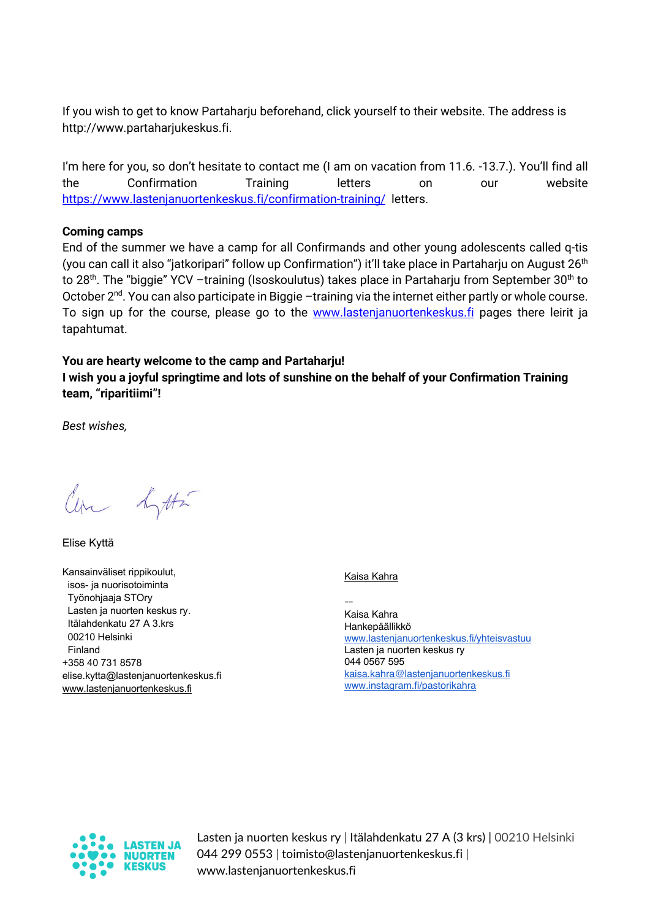If you wish to get to know Partaharju beforehand, click yourself to their website. The address is http://www.partaharjukeskus.fi.

I'm here for you, so don't hesitate to contact me (I am on vacation from 11.6. -13.7.). You'll find all the Confirmation Training letters on our website https://www.lastenjanuortenkeskus.fi/confirmation-training/ letters.

**Coming camps**

End of the summer we have a camp for all Confirmands and other young adolescents called q-tis (you can call it also "jatkoripari" follow up Confirmation") it'll take place in Partaharju on August 26th to 28th. The "biggie" YCV –training (Isoskoulutus) takes place in Partaharju from September 30th to October 2nd. You can also participate in Biggie –training via the internet either partly or whole course. To sign up for the course, please go to the www.lastenjanuortenkeskus.fi pages there leirit ja tapahtumat.

**You are hearty welcome to the camp and Partaharju!**
**I wish you a joyful springtime and lots of sunshine on the behalf of your Confirmation Training team, "riparitiimi"!**

*Best wishes,*

Elise Kyttä

Kansainväliset rippikoulut,
isos- ja nuorisotoiminta
Työnohjaaja STOry
Lasten ja nuorten keskus ry.
Itälahdenkatu 27 A 3.krs
00210 Helsinki
Finland
+358 40 731 8578
elise.kytta@lastenjanuortenkeskus.fi
www.lastenjanuortenkeskus.fi

Kaisa Kahra

--
Kaisa Kahra
Hankepäällikkö
www.lastenjanuortenkeskus.fi/yhteisvastuu
Lasten ja nuorten keskus ry
044 0567 595
kaisa.kahra@lastenjanuortenkeskus.fi
www.instagram.fi/pastorikahra